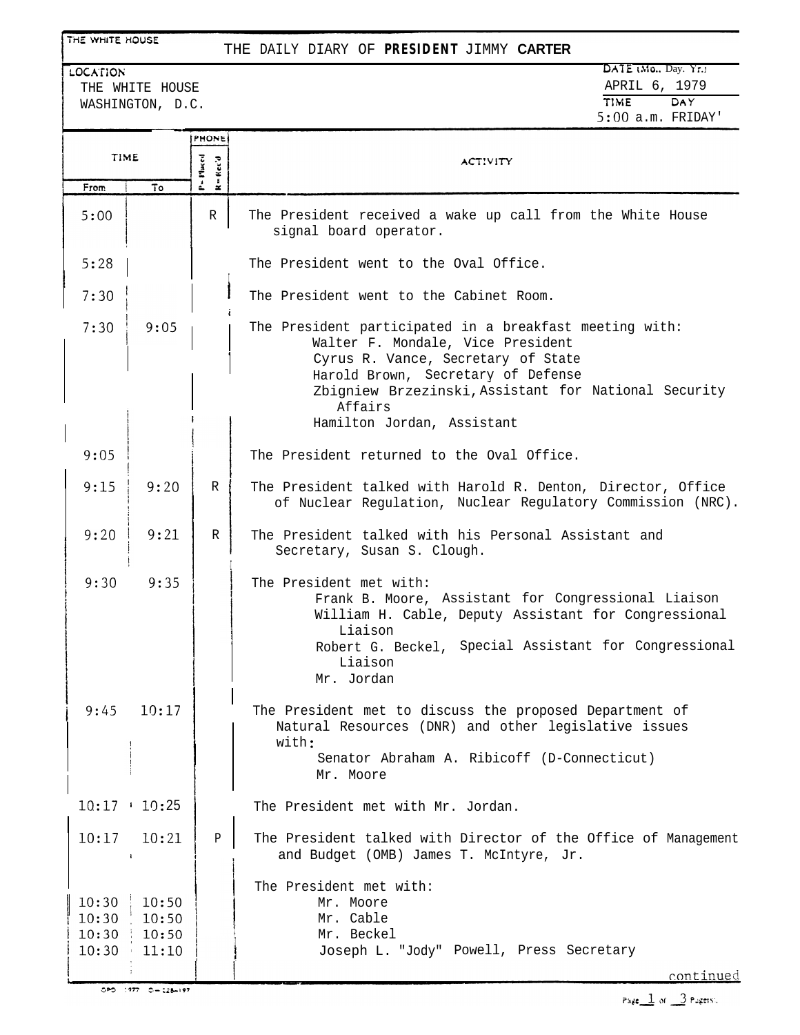THE WHITE HOUSE

# THE DAILY DIARY OF PRESIDENT JIMMY CARTER

LOCATION: THE WHITE HOUSE, WASHINGTON, D.C.

DATE (Mo., Day, Yr.): APRIL 6, 1979

TIME: 5:00 a.m. DAY: FRIDAY

| TIME From | TIME To | PHONE (P=Placed, R=Rec'd) | ACTIVITY |
|---|---|---|---|
| 5:00 | | R | The President received a wake up call from the White House signal board operator. |
| 5:28 | | | The President went to the Oval Office. |
| 7:30 | | | The President went to the Cabinet Room. |
| 7:30 | 9:05 | | The President participated in a breakfast meeting with: Walter F. Mondale, Vice President; Cyrus R. Vance, Secretary of State; Harold Brown, Secretary of Defense; Zbigniew Brzezinski, Assistant for National Security Affairs; Hamilton Jordan, Assistant |
| 9:05 | | | The President returned to the Oval Office. |
| 9:15 | 9:20 | R | The President talked with Harold R. Denton, Director, Office of Nuclear Regulation, Nuclear Regulatory Commission (NRC). |
| 9:20 | 9:21 | R | The President talked with his Personal Assistant and Secretary, Susan S. Clough. |
| 9:30 | 9:35 | | The President met with: Frank B. Moore, Assistant for Congressional Liaison; William H. Cable, Deputy Assistant for Congressional Liaison; Robert G. Beckel, Special Assistant for Congressional Liaison; Mr. Jordan |
| 9:45 | 10:17 | | The President met to discuss the proposed Department of Natural Resources (DNR) and other legislative issues with: Senator Abraham A. Ribicoff (D-Connecticut); Mr. Moore |
| 10:17 | 10:25 | | The President met with Mr. Jordan. |
| 10:17 | 10:21 | P | The President talked with Director of the Office of Management and Budget (OMB) James T. McIntyre, Jr. |
| | | | The President met with: |
| 10:30 | 10:50 | | Mr. Moore |
| 10:30 | 10:50 | | Mr. Cable |
| 10:30 | 10:50 | | Mr. Beckel |
| 10:30 | 11:10 | | Joseph L. "Jody" Powell, Press Secretary |

continued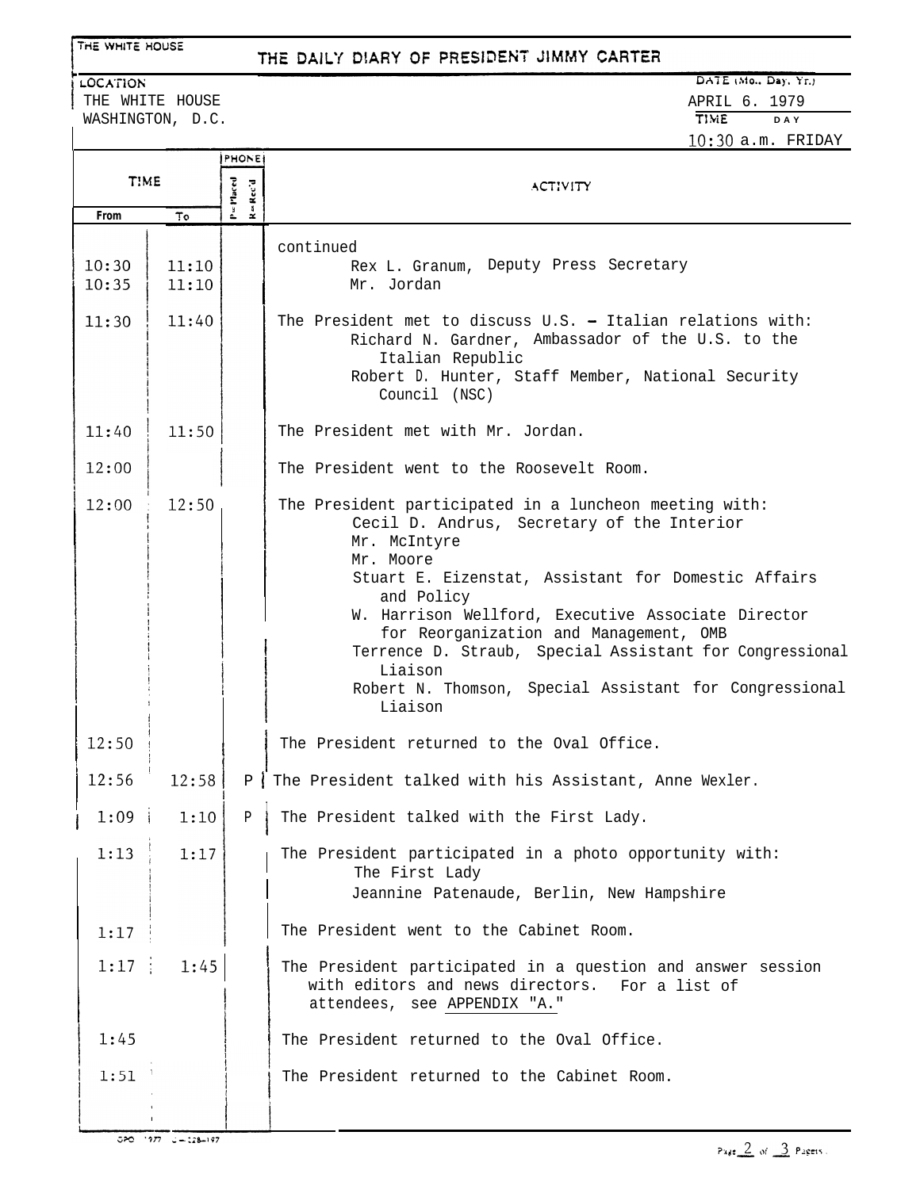THE WHITE HOUSE

# THE DAILY DIARY OF PRESIDENT JIMMY CARTER

LOCATION: THE WHITE HOUSE, WASHINGTON, D.C.

DATE (Mo., Day, Yr.): APRIL 6. 1979

TIME: 10:30 a.m. DAY: FRIDAY

| TIME From | TIME To | PHONE P=Placed R=Rec'd | ACTIVITY |
|---|---|---|---|
| | | | continued<br>Rex L. Granum, Deputy Press Secretary |
| 10:30 | 11:10 | | |
| 10:35 | 11:10 | | Mr. Jordan |
| 11:30 | 11:40 | | The President met to discuss U.S. - Italian relations with:<br>Richard N. Gardner, Ambassador of the U.S. to the Italian Republic<br>Robert D. Hunter, Staff Member, National Security Council (NSC) |
| 11:40 | 11:50 | | The President met with Mr. Jordan. |
| 12:00 | | | The President went to the Roosevelt Room. |
| 12:00 | 12:50 | | The President participated in a luncheon meeting with:<br>Cecil D. Andrus, Secretary of the Interior<br>Mr. McIntyre<br>Mr. Moore<br>Stuart E. Eizenstat, Assistant for Domestic Affairs and Policy<br>W. Harrison Wellford, Executive Associate Director for Reorganization and Management, OMB<br>Terrence D. Straub, Special Assistant for Congressional Liaison<br>Robert N. Thomson, Special Assistant for Congressional Liaison |
| 12:50 | | | The President returned to the Oval Office. |
| 12:56 | 12:58 | P | The President talked with his Assistant, Anne Wexler. |
| 1:09 | 1:10 | P | The President talked with the First Lady. |
| 1:13 | 1:17 | | The President participated in a photo opportunity with:<br>The First Lady<br>Jeannine Patenaude, Berlin, New Hampshire |
| 1:17 | | | The President went to the Cabinet Room. |
| 1:17 | 1:45 | | The President participated in a question and answer session with editors and news directors. For a list of attendees, see APPENDIX "A." |
| 1:45 | | | The President returned to the Oval Office. |
| 1:51 | | | The President returned to the Cabinet Room. |

GPO 1977 O-228-197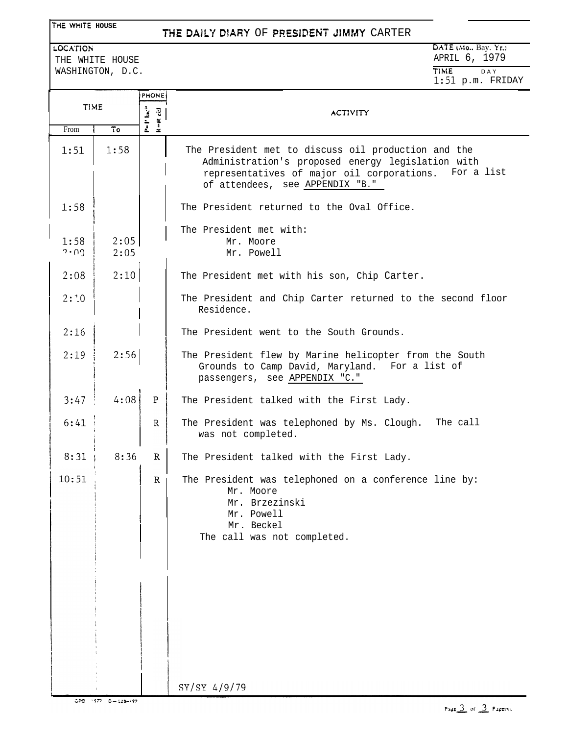THE WHITE HOUSE

# THE DAILY DIARY OF PRESIDENT JIMMY CARTER

LOCATION
THE WHITE HOUSE
WASHINGTON, D.C.

DATE (Mo., Day, Yr.)
APRIL 6, 1979

TIME DAY
1:51 p.m. FRIDAY

| TIME From | TIME To | PHONE (P=Placed, R=Received) | ACTIVITY |
|---|---|---|---|
| 1:51 | 1:58 | | The President met to discuss oil production and the Administration's proposed energy legislation with representatives of major oil corporations. For a list of attendees, see APPENDIX "B." |
| 1:58 | | | The President returned to the Oval Office. |
| | | | The President met with: |
| 1:58 | 2:05 | | Mr. Moore |
| 2:00 | 2:05 | | Mr. Powell |
| 2:08 | 2:10 | | The President met with his son, Chip Carter. |
| 2:10 | | | The President and Chip Carter returned to the second floor Residence. |
| 2:16 | | | The President went to the South Grounds. |
| 2:19 | 2:56 | | The President flew by Marine helicopter from the South Grounds to Camp David, Maryland. For a list of passengers, see APPENDIX "C." |
| 3:47 | 4:08 | P | The President talked with the First Lady. |
| 6:41 | | R | The President was telephoned by Ms. Clough. The call was not completed. |
| 8:31 | 8:36 | R | The President talked with the First Lady. |
| 10:51 | | R | The President was telephoned on a conference line by: Mr. Moore, Mr. Brzezinski, Mr. Powell, Mr. Beckel. The call was not completed. |

SY/SY 4/9/79